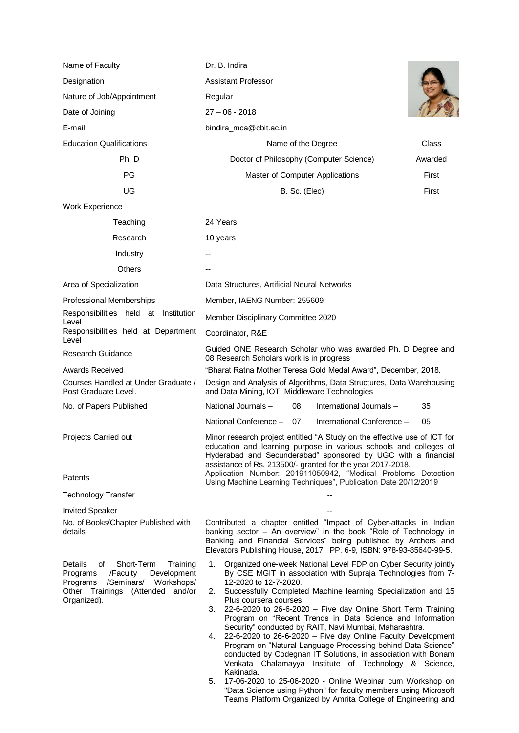| | | |
|---|---|---|
| Name of Faculty | Dr. B. Indira | |
| Designation | Assistant Professor | |
| Nature of Job/Appointment | Regular | |
| Date of Joining | 27 – 06 - 2018 | |
| E-mail | bindira_mca@cbit.ac.in | |
| Education Qualifications | Name of the Degree | Class |
| Ph. D | Doctor of Philosophy (Computer Science) | Awarded |
| PG | Master of Computer Applications | First |
| UG | B. Sc. (Elec) | First |
| Work Experience | | |
| Teaching | 24 Years | |
| Research | 10 years | |
| Industry | -- | |
| Others | -- | |
| Area of Specialization | Data Structures, Artificial Neural Networks | |
| Professional Memberships | Member, IAENG Number: 255609 | |
| Responsibilities held at Institution Level | Member Disciplinary Committee 2020 | |
| Responsibilities held at Department Level | Coordinator, R&E | |
| Research Guidance | Guided ONE Research Scholar who was awarded Ph. D Degree and 08 Research Scholars work is in progress | |
| Awards Received | "Bharat Ratna Mother Teresa Gold Medal Award", December, 2018. | |
| Courses Handled at Under Graduate / Post Graduate Level. | Design and Analysis of Algorithms, Data Structures, Data Warehousing and Data Mining, IOT, Middleware Technologies | |
| No. of Papers Published | National Journals – 08 International Journals – 35 | |
| | National Conference – 07 International Conference – 05 | |
| Projects Carried out | Minor research project entitled "A Study on the effective use of ICT for education and learning purpose in various schools and colleges of Hyderabad and Secunderabad" sponsored by UGC with a financial assistance of Rs. 213500/- granted for the year 2017-2018. | |
| Patents | Application Number: 201911050942, "Medical Problems Detection Using Machine Learning Techniques", Publication Date 20/12/2019 | |
| Technology Transfer | -- | |
| Invited Speaker | -- | |
| No. of Books/Chapter Published with details | Contributed a chapter entitled "Impact of Cyber-attacks in Indian banking sector – An overview" in the book "Role of Technology in Banking and Financial Services" being published by Archers and Elevators Publishing House, 2017. PP. 6-9, ISBN: 978-93-85640-99-5. | |

**Details of Short-Term Training Programs /Faculty Development Programs /Seminars/ Workshops/ Other Trainings (Attended and/or Organized).**

1. Organized one-week National Level FDP on Cyber Security jointly By CSE MGIT in association with Supraja Technologies from 7-12-2020 to 12-7-2020.
2. Successfully Completed Machine learning Specialization and 15 Plus coursera courses
3. 22-6-2020 to 26-6-2020 – Five day Online Short Term Training Program on "Recent Trends in Data Science and Information Security" conducted by RAIT, Navi Mumbai, Maharashtra.
4. 22-6-2020 to 26-6-2020 – Five day Online Faculty Development Program on "Natural Language Processing behind Data Science" conducted by Codegnan IT Solutions, in association with Bonam Venkata Chalamayya Institute of Technology & Science, Kakinada.
5. 17-06-2020 to 25-06-2020 - Online Webinar cum Workshop on "Data Science using Python" for faculty members using Microsoft Teams Platform Organized by Amrita College of Engineering and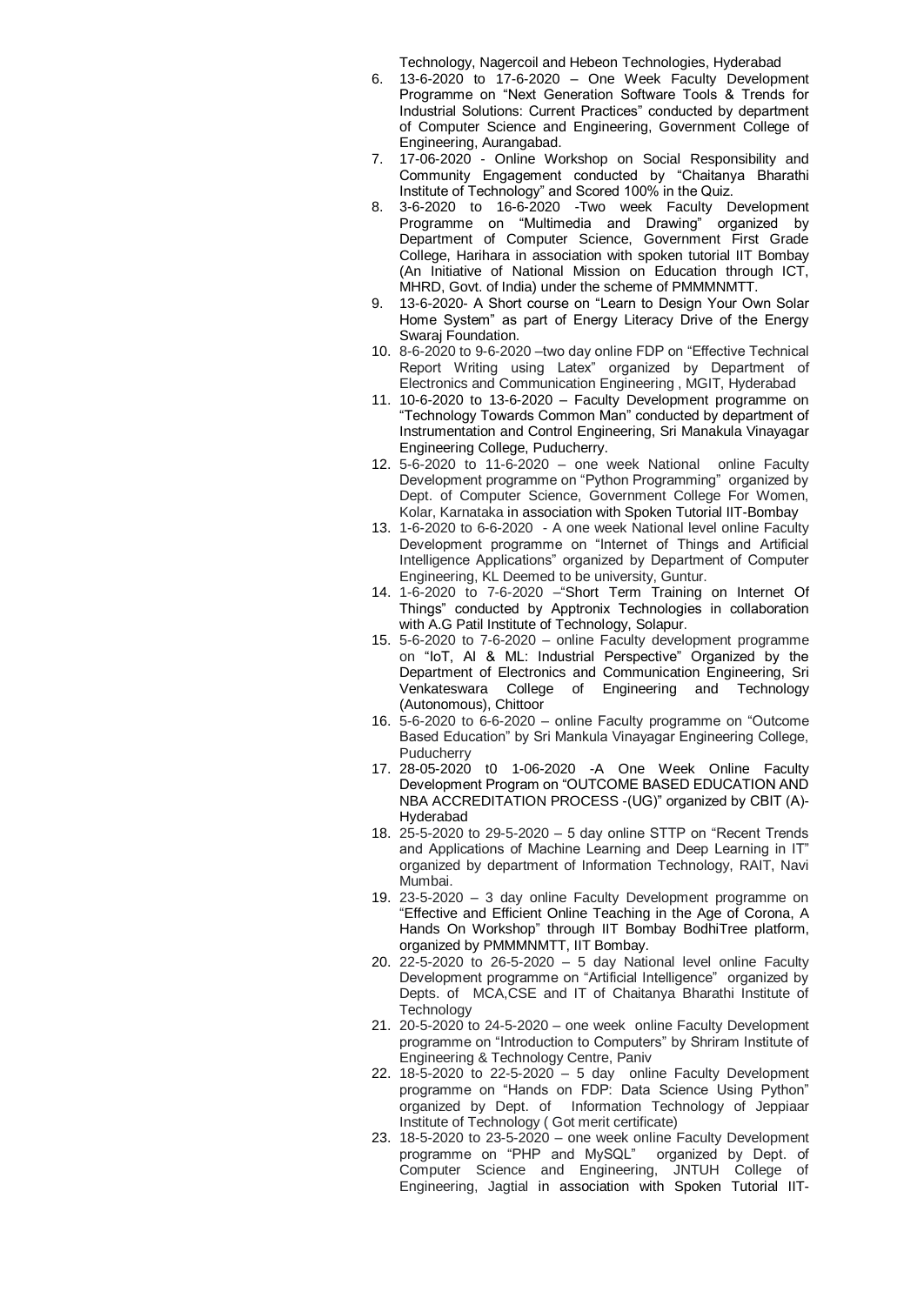Technology, Nagercoil and Hebeon Technologies, Hyderabad

6. 13-6-2020 to 17-6-2020 – One Week Faculty Development Programme on "Next Generation Software Tools & Trends for Industrial Solutions: Current Practices" conducted by department of Computer Science and Engineering, Government College of Engineering, Aurangabad.
7. 17-06-2020 - Online Workshop on Social Responsibility and Community Engagement conducted by "Chaitanya Bharathi Institute of Technology" and Scored 100% in the Quiz.
8. 3-6-2020 to 16-6-2020 -Two week Faculty Development Programme on "Multimedia and Drawing" organized by Department of Computer Science, Government First Grade College, Harihara in association with spoken tutorial IIT Bombay (An Initiative of National Mission on Education through ICT, MHRD, Govt. of India) under the scheme of PMMMNMTT.
9. 13-6-2020- A Short course on "Learn to Design Your Own Solar Home System" as part of Energy Literacy Drive of the Energy Swaraj Foundation.
10. 8-6-2020 to 9-6-2020 –two day online FDP on "Effective Technical Report Writing using Latex" organized by Department of Electronics and Communication Engineering , MGIT, Hyderabad
11. 10-6-2020 to 13-6-2020 – Faculty Development programme on "Technology Towards Common Man" conducted by department of Instrumentation and Control Engineering, Sri Manakula Vinayagar Engineering College, Puducherry.
12. 5-6-2020 to 11-6-2020 – one week National online Faculty Development programme on "Python Programming" organized by Dept. of Computer Science, Government College For Women, Kolar, Karnataka in association with Spoken Tutorial IIT-Bombay
13. 1-6-2020 to 6-6-2020 - A one week National level online Faculty Development programme on "Internet of Things and Artificial Intelligence Applications" organized by Department of Computer Engineering, KL Deemed to be university, Guntur.
14. 1-6-2020 to 7-6-2020 –"Short Term Training on Internet Of Things" conducted by Apptronix Technologies in collaboration with A.G Patil Institute of Technology, Solapur.
15. 5-6-2020 to 7-6-2020 – online Faculty development programme on "IoT, AI & ML: Industrial Perspective" Organized by the Department of Electronics and Communication Engineering, Sri Venkateswara College of Engineering and Technology (Autonomous), Chittoor
16. 5-6-2020 to 6-6-2020 – online Faculty programme on "Outcome Based Education" by Sri Mankula Vinayagar Engineering College, Puducherry
17. 28-05-2020 t0 1-06-2020 -A One Week Online Faculty Development Program on "OUTCOME BASED EDUCATION AND NBA ACCREDITATION PROCESS -(UG)" organized by CBIT (A)-Hyderabad
18. 25-5-2020 to 29-5-2020 – 5 day online STTP on "Recent Trends and Applications of Machine Learning and Deep Learning in IT" organized by department of Information Technology, RAIT, Navi Mumbai.
19. 23-5-2020 – 3 day online Faculty Development programme on "Effective and Efficient Online Teaching in the Age of Corona, A Hands On Workshop" through IIT Bombay BodhiTree platform, organized by PMMMNMTT, IIT Bombay.
20. 22-5-2020 to 26-5-2020 – 5 day National level online Faculty Development programme on "Artificial Intelligence" organized by Depts. of MCA,CSE and IT of Chaitanya Bharathi Institute of Technology
21. 20-5-2020 to 24-5-2020 – one week online Faculty Development programme on "Introduction to Computers" by Shriram Institute of Engineering & Technology Centre, Paniv
22. 18-5-2020 to 22-5-2020 – 5 day online Faculty Development programme on "Hands on FDP: Data Science Using Python" organized by Dept. of Information Technology of Jeppiaar Institute of Technology ( Got merit certificate)
23. 18-5-2020 to 23-5-2020 – one week online Faculty Development programme on "PHP and MySQL" organized by Dept. of Computer Science and Engineering, JNTUH College of Engineering, Jagtial in association with Spoken Tutorial IIT-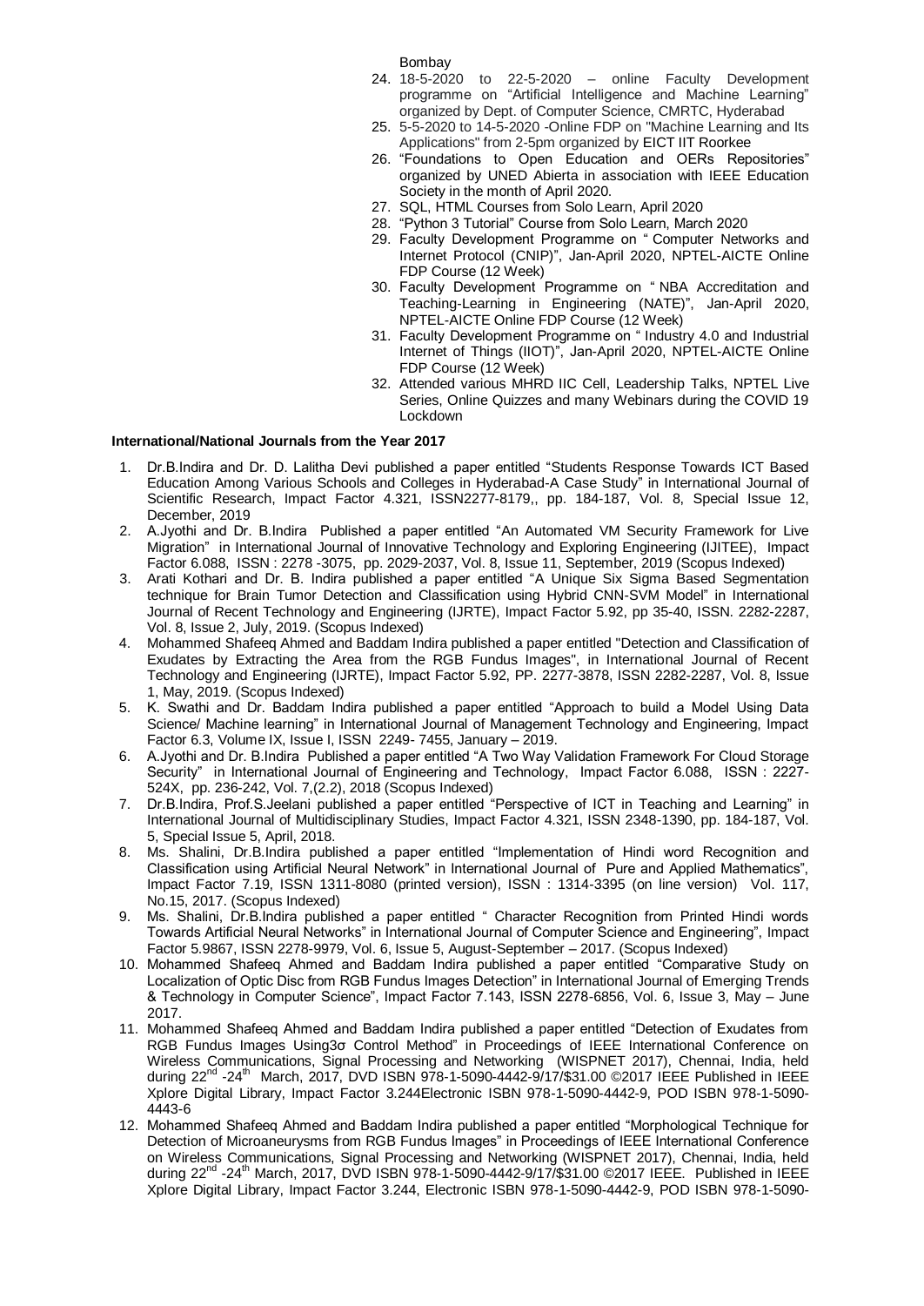Bombay

24. 18-5-2020 to 22-5-2020 – online Faculty Development programme on "Artificial Intelligence and Machine Learning" organized by Dept. of Computer Science, CMRTC, Hyderabad
25. 5-5-2020 to 14-5-2020 -Online FDP on "Machine Learning and Its Applications" from 2-5pm organized by EICT IIT Roorkee
26. "Foundations to Open Education and OERs Repositories" organized by UNED Abierta in association with IEEE Education Society in the month of April 2020.
27. SQL, HTML Courses from Solo Learn, April 2020
28. "Python 3 Tutorial" Course from Solo Learn, March 2020
29. Faculty Development Programme on " Computer Networks and Internet Protocol (CNIP)", Jan-April 2020, NPTEL-AICTE Online FDP Course (12 Week)
30. Faculty Development Programme on " NBA Accreditation and Teaching-Learning in Engineering (NATE)", Jan-April 2020, NPTEL-AICTE Online FDP Course (12 Week)
31. Faculty Development Programme on " Industry 4.0 and Industrial Internet of Things (IIOT)", Jan-April 2020, NPTEL-AICTE Online FDP Course (12 Week)
32. Attended various MHRD IIC Cell, Leadership Talks, NPTEL Live Series, Online Quizzes and many Webinars during the COVID 19 Lockdown

**International/National Journals from the Year 2017**

1. Dr.B.Indira and Dr. D. Lalitha Devi published a paper entitled "Students Response Towards ICT Based Education Among Various Schools and Colleges in Hyderabad-A Case Study" in International Journal of Scientific Research, Impact Factor 4.321, ISSN2277-8179,, pp. 184-187, Vol. 8, Special Issue 12, December, 2019
2. A.Jyothi and Dr. B.Indira Published a paper entitled "An Automated VM Security Framework for Live Migration" in International Journal of Innovative Technology and Exploring Engineering (IJITEE), Impact Factor 6.088, ISSN : 2278 -3075, pp. 2029-2037, Vol. 8, Issue 11, September, 2019 (Scopus Indexed)
3. Arati Kothari and Dr. B. Indira published a paper entitled "A Unique Six Sigma Based Segmentation technique for Brain Tumor Detection and Classification using Hybrid CNN-SVM Model" in International Journal of Recent Technology and Engineering (IJRTE), Impact Factor 5.92, pp 35-40, ISSN. 2282-2287, Vol. 8, Issue 2, July, 2019. (Scopus Indexed)
4. Mohammed Shafeeq Ahmed and Baddam Indira published a paper entitled "Detection and Classification of Exudates by Extracting the Area from the RGB Fundus Images", in International Journal of Recent Technology and Engineering (IJRTE), Impact Factor 5.92, PP. 2277-3878, ISSN 2282-2287, Vol. 8, Issue 1, May, 2019. (Scopus Indexed)
5. K. Swathi and Dr. Baddam Indira published a paper entitled "Approach to build a Model Using Data Science/ Machine learning" in International Journal of Management Technology and Engineering, Impact Factor 6.3, Volume IX, Issue I, ISSN 2249- 7455, January – 2019.
6. A.Jyothi and Dr. B.Indira Published a paper entitled "A Two Way Validation Framework For Cloud Storage Security" in International Journal of Engineering and Technology, Impact Factor 6.088, ISSN : 2227-524X, pp. 236-242, Vol. 7,(2.2), 2018 (Scopus Indexed)
7. Dr.B.Indira, Prof.S.Jeelani published a paper entitled "Perspective of ICT in Teaching and Learning" in International Journal of Multidisciplinary Studies, Impact Factor 4.321, ISSN 2348-1390, pp. 184-187, Vol. 5, Special Issue 5, April, 2018.
8. Ms. Shalini, Dr.B.Indira published a paper entitled "Implementation of Hindi word Recognition and Classification using Artificial Neural Network" in International Journal of Pure and Applied Mathematics", Impact Factor 7.19, ISSN 1311-8080 (printed version), ISSN : 1314-3395 (on line version) Vol. 117, No.15, 2017. (Scopus Indexed)
9. Ms. Shalini, Dr.B.Indira published a paper entitled " Character Recognition from Printed Hindi words Towards Artificial Neural Networks" in International Journal of Computer Science and Engineering", Impact Factor 5.9867, ISSN 2278-9979, Vol. 6, Issue 5, August-September – 2017. (Scopus Indexed)
10. Mohammed Shafeeq Ahmed and Baddam Indira published a paper entitled "Comparative Study on Localization of Optic Disc from RGB Fundus Images Detection" in International Journal of Emerging Trends & Technology in Computer Science", Impact Factor 7.143, ISSN 2278-6856, Vol. 6, Issue 3, May – June 2017.
11. Mohammed Shafeeq Ahmed and Baddam Indira published a paper entitled "Detection of Exudates from RGB Fundus Images Using3σ Control Method" in Proceedings of IEEE International Conference on Wireless Communications, Signal Processing and Networking (WISPNET 2017), Chennai, India, held during 22nd -24th March, 2017, DVD ISBN 978-1-5090-4442-9/17/$31.00 ©2017 IEEE Published in IEEE Xplore Digital Library, Impact Factor 3.244Electronic ISBN 978-1-5090-4442-9, POD ISBN 978-1-5090-4443-6
12. Mohammed Shafeeq Ahmed and Baddam Indira published a paper entitled "Morphological Technique for Detection of Microaneurysms from RGB Fundus Images" in Proceedings of IEEE International Conference on Wireless Communications, Signal Processing and Networking (WISPNET 2017), Chennai, India, held during 22nd -24th March, 2017, DVD ISBN 978-1-5090-4442-9/17/$31.00 ©2017 IEEE. Published in IEEE Xplore Digital Library, Impact Factor 3.244, Electronic ISBN 978-1-5090-4442-9, POD ISBN 978-1-5090-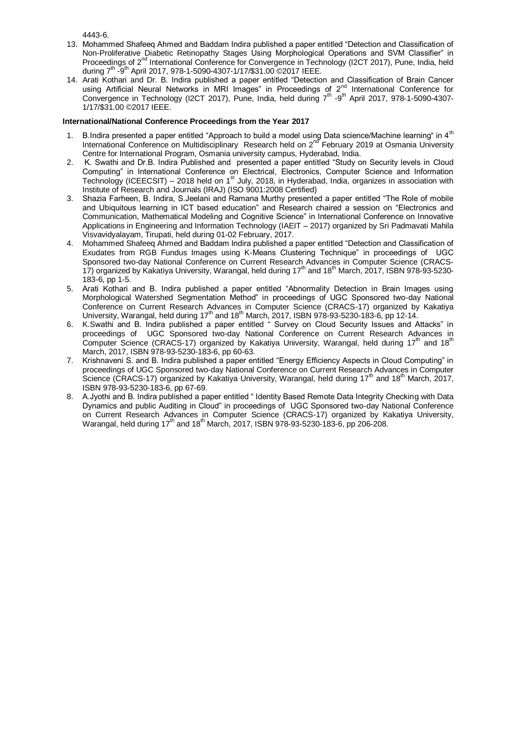4443-6.

13. Mohammed Shafeeq Ahmed and Baddam Indira published a paper entitled "Detection and Classification of Non-Proliferative Diabetic Retinopathy Stages Using Morphological Operations and SVM Classifier" in Proceedings of 2nd International Conference for Convergence in Technology (I2CT 2017), Pune, India, held during 7th -9th April 2017, 978-1-5090-4307-1/17/$31.00 ©2017 IEEE.
14. Arati Kothari and Dr. B. Indira published a paper entitled "Detection and Classification of Brain Cancer using Artificial Neural Networks in MRI Images" in Proceedings of 2nd International Conference for Convergence in Technology (I2CT 2017), Pune, India, held during 7th -9th April 2017, 978-1-5090-4307-1/17/$31.00 ©2017 IEEE.

**International/National Conference Proceedings from the Year 2017**

1. B.Indira presented a paper entitled "Approach to build a model using Data science/Machine learning" in 4th International Conference on Multidisciplinary Research held on 2nd February 2019 at Osmania University Centre for International Program, Osmania university campus, Hyderabad, India.
2. K. Swathi and Dr.B. Indira Published and presented a paper entitled "Study on Security levels in Cloud Computing" in International Conference on Electrical, Electronics, Computer Science and Information Technology (ICEECSIT) – 2018 held on 1st July, 2018, in Hyderabad, India, organizes in association with Institute of Research and Journals (IRAJ) (ISO 9001:2008 Certified)
3. Shazia Farheen, B. Indira, S.Jeelani and Ramana Murthy presented a paper entitled "The Role of mobile and Ubiquitous learning in ICT based education" and Research chaired a session on "Electronics and Communication, Mathematical Modeling and Cognitive Science" in International Conference on Innovative Applications in Engineering and Information Technology (IAEIT – 2017) organized by Sri Padmavati Mahila Visvavidyalayam, Tirupati, held during 01-02 February, 2017.
4. Mohammed Shafeeq Ahmed and Baddam Indira published a paper entitled "Detection and Classification of Exudates from RGB Fundus Images using K-Means Clustering Technique" in proceedings of UGC Sponsored two-day National Conference on Current Research Advances in Computer Science (CRACS-17) organized by Kakatiya University, Warangal, held during 17th and 18th March, 2017, ISBN 978-93-5230-183-6, pp 1-5.
5. Arati Kothari and B. Indira published a paper entitled "Abnormality Detection in Brain Images using Morphological Watershed Segmentation Method" in proceedings of UGC Sponsored two-day National Conference on Current Research Advances in Computer Science (CRACS-17) organized by Kakatiya University, Warangal, held during 17th and 18th March, 2017, ISBN 978-93-5230-183-6, pp 12-14.
6. K.Swathi and B. Indira published a paper entitled " Survey on Cloud Security Issues and Attacks" in proceedings of UGC Sponsored two-day National Conference on Current Research Advances in Computer Science (CRACS-17) organized by Kakatiya University, Warangal, held during 17th and 18th March, 2017, ISBN 978-93-5230-183-6, pp 60-63.
7. Krishnaveni S. and B. Indira published a paper entitled "Energy Efficiency Aspects in Cloud Computing" in proceedings of UGC Sponsored two-day National Conference on Current Research Advances in Computer Science (CRACS-17) organized by Kakatiya University, Warangal, held during 17th and 18th March, 2017, ISBN 978-93-5230-183-6, pp 67-69.
8. A.Jyothi and B. Indira published a paper entitled " Identity Based Remote Data Integrity Checking with Data Dynamics and public Auditing in Cloud" in proceedings of UGC Sponsored two-day National Conference on Current Research Advances in Computer Science (CRACS-17) organized by Kakatiya University, Warangal, held during 17th and 18th March, 2017, ISBN 978-93-5230-183-6, pp 206-208.